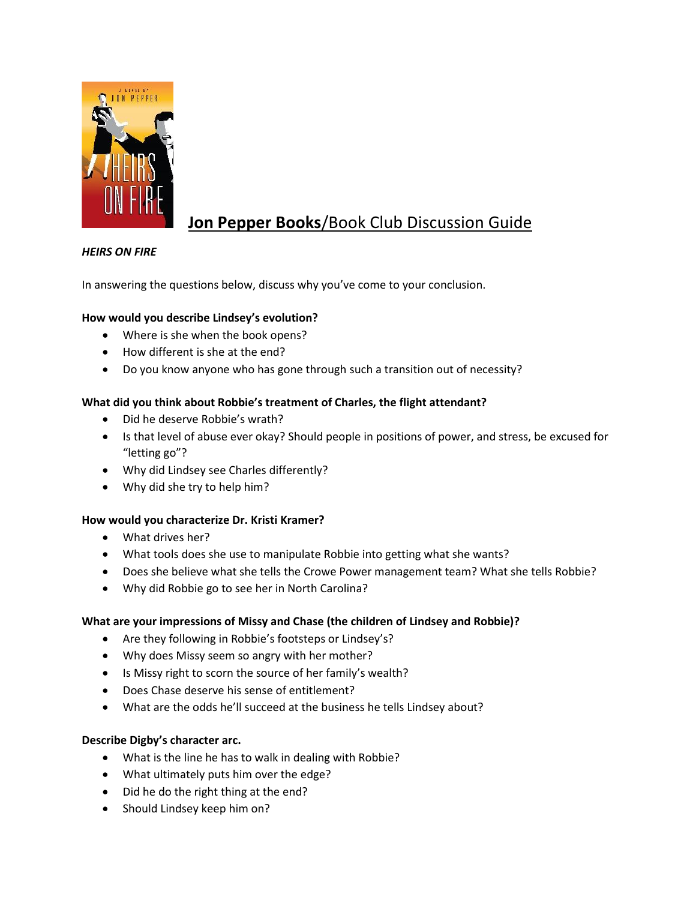# **Jon Pepper Books**/Book Club Discussion Guide

***HEIRS ON FIRE***

In answering the questions below, discuss why you've come to your conclusion.

**How would you describe Lindsey's evolution?**

- Where is she when the book opens?
- How different is she at the end?
- Do you know anyone who has gone through such a transition out of necessity?

**What did you think about Robbie's treatment of Charles, the flight attendant?**

- Did he deserve Robbie's wrath?
- Is that level of abuse ever okay? Should people in positions of power, and stress, be excused for "letting go"?
- Why did Lindsey see Charles differently?
- Why did she try to help him?

**How would you characterize Dr. Kristi Kramer?**

- What drives her?
- What tools does she use to manipulate Robbie into getting what she wants?
- Does she believe what she tells the Crowe Power management team? What she tells Robbie?
- Why did Robbie go to see her in North Carolina?

**What are your impressions of Missy and Chase (the children of Lindsey and Robbie)?**

- Are they following in Robbie's footsteps or Lindsey's?
- Why does Missy seem so angry with her mother?
- Is Missy right to scorn the source of her family's wealth?
- Does Chase deserve his sense of entitlement?
- What are the odds he'll succeed at the business he tells Lindsey about?

**Describe Digby's character arc.**

- What is the line he has to walk in dealing with Robbie?
- What ultimately puts him over the edge?
- Did he do the right thing at the end?
- Should Lindsey keep him on?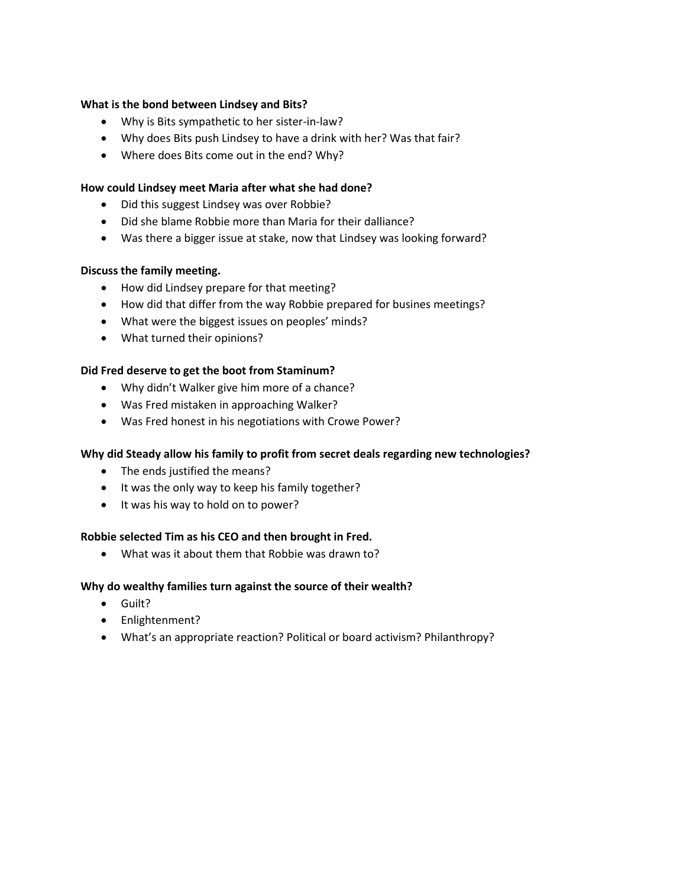**What is the bond between Lindsey and Bits?**

- Why is Bits sympathetic to her sister-in-law?
- Why does Bits push Lindsey to have a drink with her? Was that fair?
- Where does Bits come out in the end? Why?

**How could Lindsey meet Maria after what she had done?**

- Did this suggest Lindsey was over Robbie?
- Did she blame Robbie more than Maria for their dalliance?
- Was there a bigger issue at stake, now that Lindsey was looking forward?

**Discuss the family meeting.**

- How did Lindsey prepare for that meeting?
- How did that differ from the way Robbie prepared for busines meetings?
- What were the biggest issues on peoples' minds?
- What turned their opinions?

**Did Fred deserve to get the boot from Staminum?**

- Why didn't Walker give him more of a chance?
- Was Fred mistaken in approaching Walker?
- Was Fred honest in his negotiations with Crowe Power?

**Why did Steady allow his family to profit from secret deals regarding new technologies?**

- The ends justified the means?
- It was the only way to keep his family together?
- It was his way to hold on to power?

**Robbie selected Tim as his CEO and then brought in Fred.**

- What was it about them that Robbie was drawn to?

**Why do wealthy families turn against the source of their wealth?**

- Guilt?
- Enlightenment?
- What's an appropriate reaction? Political or board activism? Philanthropy?